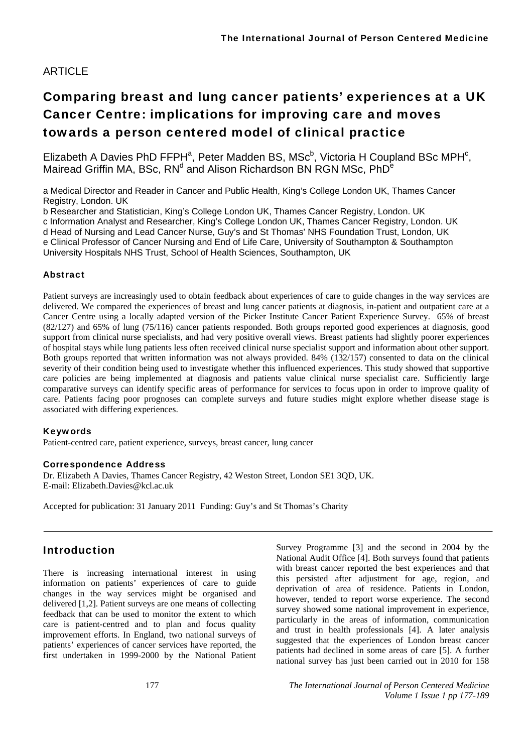ARTICLE

# Comparing breast and lung cancer patients' experiences at a UK Cancer Centre: implications for improving care and moves towards a person centered model of clinical practice

Elizabeth A Davies PhD FFPH[a], Peter Madden BS, MSc[b], Victoria H Coupland BSc MPH[c], Mairead Griffin MA, BSc, RN[d] and Alison Richardson BN RGN MSc, PhD[e]

a Medical Director and Reader in Cancer and Public Health, King's College London UK, Thames Cancer Registry, London. UK
b Researcher and Statistician, King's College London UK, Thames Cancer Registry, London. UK
c Information Analyst and Researcher, King's College London UK, Thames Cancer Registry, London. UK
d Head of Nursing and Lead Cancer Nurse, Guy's and St Thomas' NHS Foundation Trust, London, UK
e Clinical Professor of Cancer Nursing and End of Life Care, University of Southampton & Southampton University Hospitals NHS Trust, School of Health Sciences, Southampton, UK

### Abstract

Patient surveys are increasingly used to obtain feedback about experiences of care to guide changes in the way services are delivered. We compared the experiences of breast and lung cancer patients at diagnosis, in-patient and outpatient care at a Cancer Centre using a locally adapted version of the Picker Institute Cancer Patient Experience Survey. 65% of breast (82/127) and 65% of lung (75/116) cancer patients responded. Both groups reported good experiences at diagnosis, good support from clinical nurse specialists, and had very positive overall views. Breast patients had slightly poorer experiences of hospital stays while lung patients less often received clinical nurse specialist support and information about other support. Both groups reported that written information was not always provided. 84% (132/157) consented to data on the clinical severity of their condition being used to investigate whether this influenced experiences. This study showed that supportive care policies are being implemented at diagnosis and patients value clinical nurse specialist care. Sufficiently large comparative surveys can identify specific areas of performance for services to focus upon in order to improve quality of care. Patients facing poor prognoses can complete surveys and future studies might explore whether disease stage is associated with differing experiences.

### Keywords

Patient-centred care, patient experience, surveys, breast cancer, lung cancer

### Correspondence Address

Dr. Elizabeth A Davies, Thames Cancer Registry, 42 Weston Street, London SE1 3QD, UK.
E-mail: Elizabeth.Davies@kcl.ac.uk

Accepted for publication: 31 January 2011 Funding: Guy's and St Thomas's Charity

## Introduction

There is increasing international interest in using information on patients' experiences of care to guide changes in the way services might be organised and delivered [1,2]. Patient surveys are one means of collecting feedback that can be used to monitor the extent to which care is patient-centred and to plan and focus quality improvement efforts. In England, two national surveys of patients' experiences of cancer services have reported, the first undertaken in 1999-2000 by the National Patient Survey Programme [3] and the second in 2004 by the National Audit Office [4]. Both surveys found that patients with breast cancer reported the best experiences and that this persisted after adjustment for age, region, and deprivation of area of residence. Patients in London, however, tended to report worse experience. The second survey showed some national improvement in experience, particularly in the areas of information, communication and trust in health professionals [4]. A later analysis suggested that the experiences of London breast cancer patients had declined in some areas of care [5]. A further national survey has just been carried out in 2010 for 158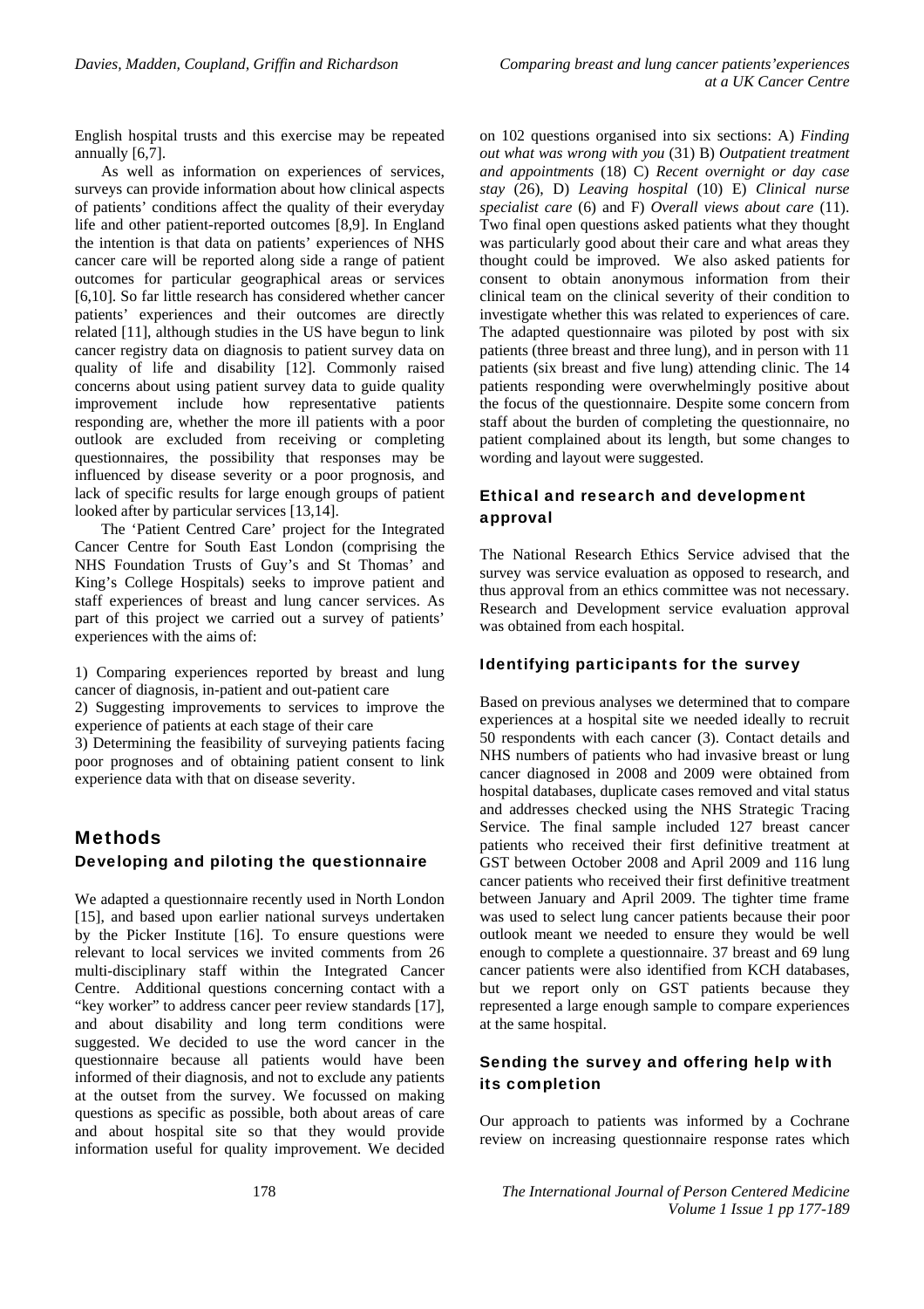English hospital trusts and this exercise may be repeated annually [6,7].

As well as information on experiences of services, surveys can provide information about how clinical aspects of patients' conditions affect the quality of their everyday life and other patient-reported outcomes [8,9]. In England the intention is that data on patients' experiences of NHS cancer care will be reported along side a range of patient outcomes for particular geographical areas or services [6,10]. So far little research has considered whether cancer patients' experiences and their outcomes are directly related [11], although studies in the US have begun to link cancer registry data on diagnosis to patient survey data on quality of life and disability [12]. Commonly raised concerns about using patient survey data to guide quality improvement include how representative patients responding are, whether the more ill patients with a poor outlook are excluded from receiving or completing questionnaires, the possibility that responses may be influenced by disease severity or a poor prognosis, and lack of specific results for large enough groups of patient looked after by particular services [13,14].

The 'Patient Centred Care' project for the Integrated Cancer Centre for South East London (comprising the NHS Foundation Trusts of Guy's and St Thomas' and King's College Hospitals) seeks to improve patient and staff experiences of breast and lung cancer services. As part of this project we carried out a survey of patients' experiences with the aims of:

1) Comparing experiences reported by breast and lung cancer of diagnosis, in-patient and out-patient care
2) Suggesting improvements to services to improve the experience of patients at each stage of their care
3) Determining the feasibility of surveying patients facing poor prognoses and of obtaining patient consent to link experience data with that on disease severity.

# Methods

## Developing and piloting the questionnaire

We adapted a questionnaire recently used in North London [15], and based upon earlier national surveys undertaken by the Picker Institute [16]. To ensure questions were relevant to local services we invited comments from 26 multi-disciplinary staff within the Integrated Cancer Centre. Additional questions concerning contact with a "key worker" to address cancer peer review standards [17], and about disability and long term conditions were suggested. We decided to use the word cancer in the questionnaire because all patients would have been informed of their diagnosis, and not to exclude any patients at the outset from the survey. We focussed on making questions as specific as possible, both about areas of care and about hospital site so that they would provide information useful for quality improvement. We decided on 102 questions organised into six sections: A) *Finding out what was wrong with you* (31) B) *Outpatient treatment and appointments* (18) C) *Recent overnight or day case stay* (26), D) *Leaving hospital* (10) E) *Clinical nurse specialist care* (6) and F) *Overall views about care* (11). Two final open questions asked patients what they thought was particularly good about their care and what areas they thought could be improved. We also asked patients for consent to obtain anonymous information from their clinical team on the clinical severity of their condition to investigate whether this was related to experiences of care. The adapted questionnaire was piloted by post with six patients (three breast and three lung), and in person with 11 patients (six breast and five lung) attending clinic. The 14 patients responding were overwhelmingly positive about the focus of the questionnaire. Despite some concern from staff about the burden of completing the questionnaire, no patient complained about its length, but some changes to wording and layout were suggested.

## Ethical and research and development approval

The National Research Ethics Service advised that the survey was service evaluation as opposed to research, and thus approval from an ethics committee was not necessary. Research and Development service evaluation approval was obtained from each hospital.

## Identifying participants for the survey

Based on previous analyses we determined that to compare experiences at a hospital site we needed ideally to recruit 50 respondents with each cancer (3). Contact details and NHS numbers of patients who had invasive breast or lung cancer diagnosed in 2008 and 2009 were obtained from hospital databases, duplicate cases removed and vital status and addresses checked using the NHS Strategic Tracing Service. The final sample included 127 breast cancer patients who received their first definitive treatment at GST between October 2008 and April 2009 and 116 lung cancer patients who received their first definitive treatment between January and April 2009. The tighter time frame was used to select lung cancer patients because their poor outlook meant we needed to ensure they would be well enough to complete a questionnaire. 37 breast and 69 lung cancer patients were also identified from KCH databases, but we report only on GST patients because they represented a large enough sample to compare experiences at the same hospital.

## Sending the survey and offering help with its completion

Our approach to patients was informed by a Cochrane review on increasing questionnaire response rates which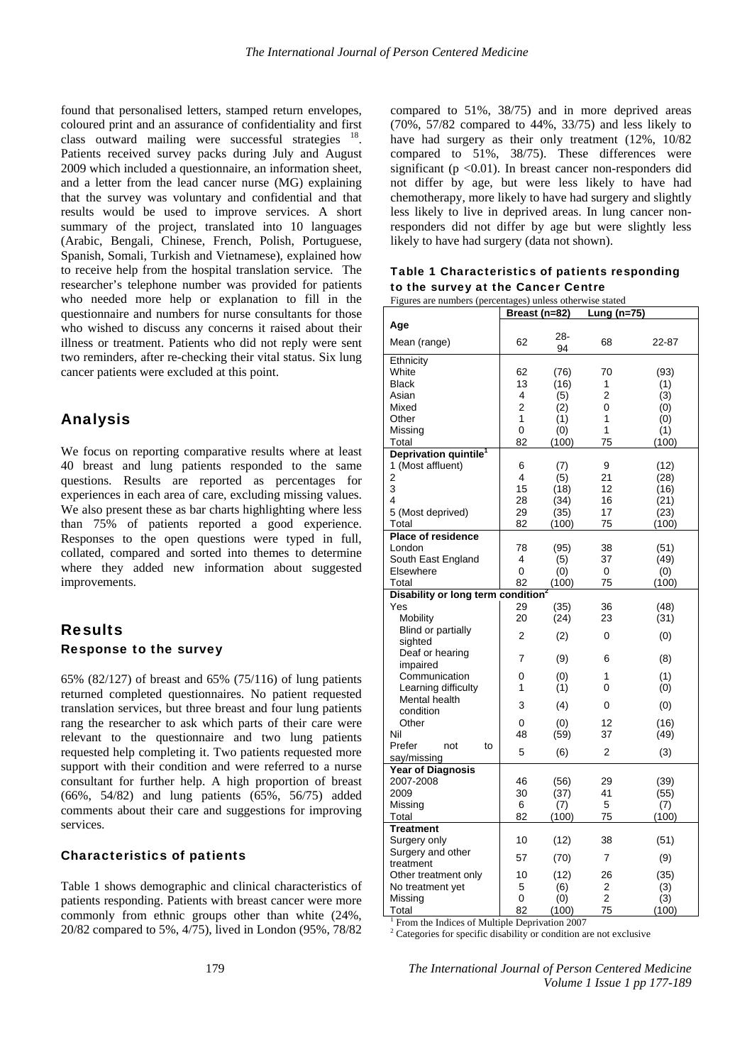found that personalised letters, stamped return envelopes, coloured print and an assurance of confidentiality and first class outward mailing were successful strategies [18]. Patients received survey packs during July and August 2009 which included a questionnaire, an information sheet, and a letter from the lead cancer nurse (MG) explaining that the survey was voluntary and confidential and that results would be used to improve services. A short summary of the project, translated into 10 languages (Arabic, Bengali, Chinese, French, Polish, Portuguese, Spanish, Somali, Turkish and Vietnamese), explained how to receive help from the hospital translation service. The researcher's telephone number was provided for patients who needed more help or explanation to fill in the questionnaire and numbers for nurse consultants for those who wished to discuss any concerns it raised about their illness or treatment. Patients who did not reply were sent two reminders, after re-checking their vital status. Six lung cancer patients were excluded at this point.

## Analysis

We focus on reporting comparative results where at least 40 breast and lung patients responded to the same questions. Results are reported as percentages for experiences in each area of care, excluding missing values. We also present these as bar charts highlighting where less than 75% of patients reported a good experience. Responses to the open questions were typed in full, collated, compared and sorted into themes to determine where they added new information about suggested improvements.

## Results

### Response to the survey

65% (82/127) of breast and 65% (75/116) of lung patients returned completed questionnaires. No patient requested translation services, but three breast and four lung patients rang the researcher to ask which parts of their care were relevant to the questionnaire and two lung patients requested help completing it. Two patients requested more support with their condition and were referred to a nurse consultant for further help. A high proportion of breast (66%, 54/82) and lung patients (65%, 56/75) added comments about their care and suggestions for improving services.

### Characteristics of patients

Table 1 shows demographic and clinical characteristics of patients responding. Patients with breast cancer were more commonly from ethnic groups other than white (24%, 20/82 compared to 5%, 4/75), lived in London (95%, 78/82 compared to 51%, 38/75) and in more deprived areas (70%, 57/82 compared to 44%, 33/75) and less likely to have had surgery as their only treatment (12%, 10/82 compared to 51%, 38/75). These differences were significant ($p < 0.01$). In breast cancer non-responders did not differ by age, but were less likely to have had chemotherapy, more likely to have had surgery and slightly less likely to live in deprived areas. In lung cancer non-responders did not differ by age but were slightly less likely to have had surgery (data not shown).

**Table 1 Characteristics of patients responding to the survey at the Cancer Centre**

Figures are numbers (percentages) unless otherwise stated

| | Breast (n=82) | | Lung (n=75) | |
|---|---|---|---|---|
| **Age** | | | | |
| Mean (range) | 62 | 28-94 | 68 | 22-87 |
| Ethnicity | | | | |
| White | 62 | (76) | 70 | (93) |
| Black | 13 | (16) | 1 | (1) |
| Asian | 4 | (5) | 2 | (3) |
| Mixed | 2 | (2) | 0 | (0) |
| Other | 1 | (1) | 1 | (0) |
| Missing | 0 | (0) | 1 | (1) |
| Total | 82 | (100) | 75 | (100) |
| **Deprivation quintile[1]** | | | | |
| 1 (Most affluent) | 6 | (7) | 9 | (12) |
| 2 | 4 | (5) | 21 | (28) |
| 3 | 15 | (18) | 12 | (16) |
| 4 | 28 | (34) | 16 | (21) |
| 5 (Most deprived) | 29 | (35) | 17 | (23) |
| Total | 82 | (100) | 75 | (100) |
| **Place of residence** | | | | |
| London | 78 | (95) | 38 | (51) |
| South East England | 4 | (5) | 37 | (49) |
| Elsewhere | 0 | (0) | 0 | (0) |
| Total | 82 | (100) | 75 | (100) |
| **Disability or long term condition[2]** | | | | |
| Yes | 29 | (35) | 36 | (48) |
| Mobility | 20 | (24) | 23 | (31) |
| Blind or partially sighted | 2 | (2) | 0 | (0) |
| Deaf or hearing impaired | 7 | (9) | 6 | (8) |
| Communication | 0 | (0) | 1 | (1) |
| Learning difficulty | 1 | (1) | 0 | (0) |
| Mental health condition | 3 | (4) | 0 | (0) |
| Other | 0 | (0) | 12 | (16) |
| Nil | 48 | (59) | 37 | (49) |
| Prefer not to say/missing | 5 | (6) | 2 | (3) |
| **Year of Diagnosis** | | | | |
| 2007-2008 | 46 | (56) | 29 | (39) |
| 2009 | 30 | (37) | 41 | (55) |
| Missing | 6 | (7) | 5 | (7) |
| Total | 82 | (100) | 75 | (100) |
| **Treatment** | | | | |
| Surgery only | 10 | (12) | 38 | (51) |
| Surgery and other treatment | 57 | (70) | 7 | (9) |
| Other treatment only | 10 | (12) | 26 | (35) |
| No treatment yet | 5 | (6) | 2 | (3) |
| Missing | 0 | (0) | 2 | (3) |
| Total | 82 | (100) | 75 | (100) |

[1] From the Indices of Multiple Deprivation 2007
[2] Categories for specific disability or condition are not exclusive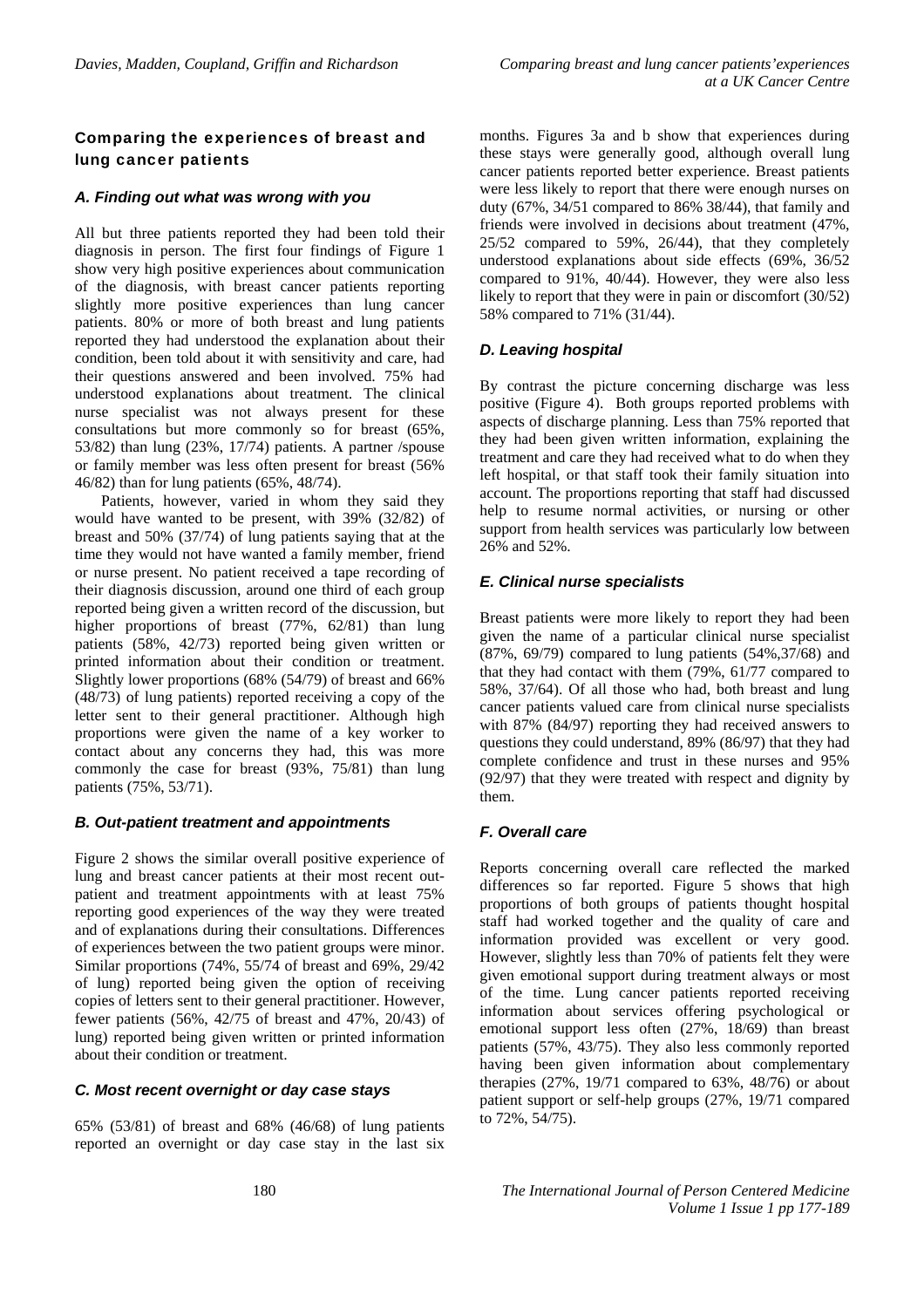## Comparing the experiences of breast and lung cancer patients

### *A. Finding out what was wrong with you*

All but three patients reported they had been told their diagnosis in person. The first four findings of Figure 1 show very high positive experiences about communication of the diagnosis, with breast cancer patients reporting slightly more positive experiences than lung cancer patients. 80% or more of both breast and lung patients reported they had understood the explanation about their condition, been told about it with sensitivity and care, had their questions answered and been involved. 75% had understood explanations about treatment. The clinical nurse specialist was not always present for these consultations but more commonly so for breast (65%, 53/82) than lung (23%, 17/74) patients. A partner /spouse or family member was less often present for breast (56% 46/82) than for lung patients (65%, 48/74).

Patients, however, varied in whom they said they would have wanted to be present, with 39% (32/82) of breast and 50% (37/74) of lung patients saying that at the time they would not have wanted a family member, friend or nurse present. No patient received a tape recording of their diagnosis discussion, around one third of each group reported being given a written record of the discussion, but higher proportions of breast (77%, 62/81) than lung patients (58%, 42/73) reported being given written or printed information about their condition or treatment. Slightly lower proportions (68% (54/79) of breast and 66% (48/73) of lung patients) reported receiving a copy of the letter sent to their general practitioner. Although high proportions were given the name of a key worker to contact about any concerns they had, this was more commonly the case for breast (93%, 75/81) than lung patients (75%, 53/71).

### *B. Out-patient treatment and appointments*

Figure 2 shows the similar overall positive experience of lung and breast cancer patients at their most recent out-patient and treatment appointments with at least 75% reporting good experiences of the way they were treated and of explanations during their consultations. Differences of experiences between the two patient groups were minor. Similar proportions (74%, 55/74 of breast and 69%, 29/42 of lung) reported being given the option of receiving copies of letters sent to their general practitioner. However, fewer patients (56%, 42/75 of breast and 47%, 20/43) of lung) reported being given written or printed information about their condition or treatment.

### *C. Most recent overnight or day case stays*

65% (53/81) of breast and 68% (46/68) of lung patients reported an overnight or day case stay in the last six months. Figures 3a and b show that experiences during these stays were generally good, although overall lung cancer patients reported better experience. Breast patients were less likely to report that there were enough nurses on duty (67%, 34/51 compared to 86% 38/44), that family and friends were involved in decisions about treatment (47%, 25/52 compared to 59%, 26/44), that they completely understood explanations about side effects (69%, 36/52 compared to 91%, 40/44). However, they were also less likely to report that they were in pain or discomfort (30/52) 58% compared to 71% (31/44).

### *D. Leaving hospital*

By contrast the picture concerning discharge was less positive (Figure 4). Both groups reported problems with aspects of discharge planning. Less than 75% reported that they had been given written information, explaining the treatment and care they had received what to do when they left hospital, or that staff took their family situation into account. The proportions reporting that staff had discussed help to resume normal activities, or nursing or other support from health services was particularly low between 26% and 52%.

### *E. Clinical nurse specialists*

Breast patients were more likely to report they had been given the name of a particular clinical nurse specialist (87%, 69/79) compared to lung patients (54%,37/68) and that they had contact with them (79%, 61/77 compared to 58%, 37/64). Of all those who had, both breast and lung cancer patients valued care from clinical nurse specialists with 87% (84/97) reporting they had received answers to questions they could understand, 89% (86/97) that they had complete confidence and trust in these nurses and 95% (92/97) that they were treated with respect and dignity by them.

### *F. Overall care*

Reports concerning overall care reflected the marked differences so far reported. Figure 5 shows that high proportions of both groups of patients thought hospital staff had worked together and the quality of care and information provided was excellent or very good. However, slightly less than 70% of patients felt they were given emotional support during treatment always or most of the time. Lung cancer patients reported receiving information about services offering psychological or emotional support less often (27%, 18/69) than breast patients (57%, 43/75). They also less commonly reported having been given information about complementary therapies (27%, 19/71 compared to 63%, 48/76) or about patient support or self-help groups (27%, 19/71 compared to 72%, 54/75).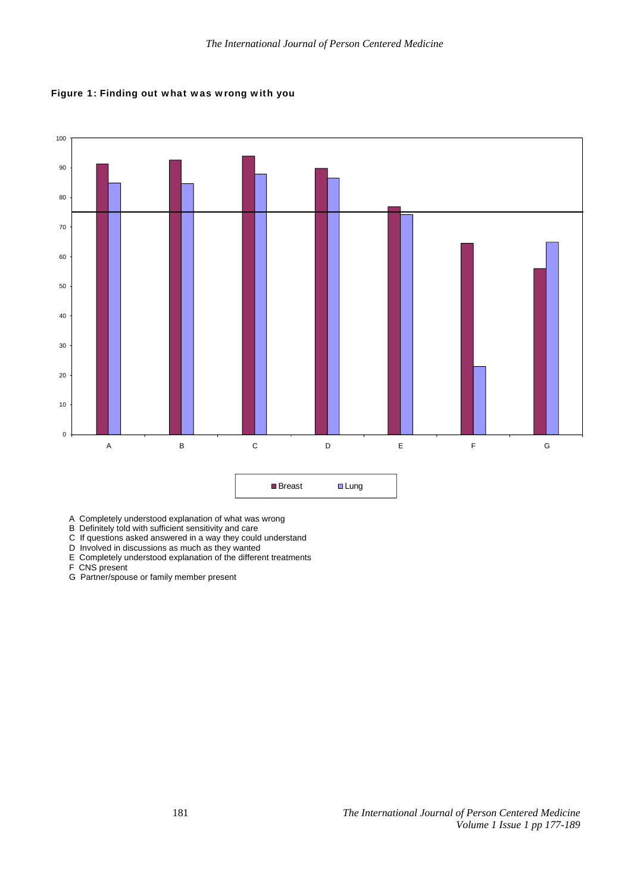**Figure 1: Finding out what was wrong with you**

A Completely understood explanation of what was wrong
B Definitely told with sufficient sensitivity and care
C If questions asked answered in a way they could understand
D Involved in discussions as much as they wanted
E Completely understood explanation of the different treatments
F CNS present
G Partner/spouse or family member present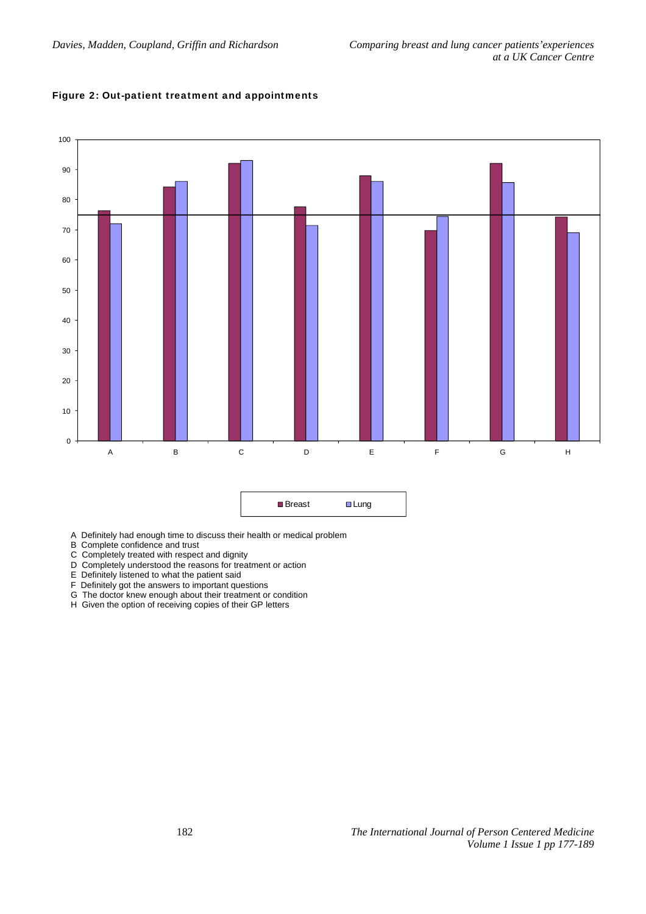**Figure 2: Out-patient treatment and appointments**

A Definitely had enough time to discuss their health or medical problem
B Complete confidence and trust
C Completely treated with respect and dignity
D Completely understood the reasons for treatment or action
E Definitely listened to what the patient said
F Definitely got the answers to important questions
G The doctor knew enough about their treatment or condition
H Given the option of receiving copies of their GP letters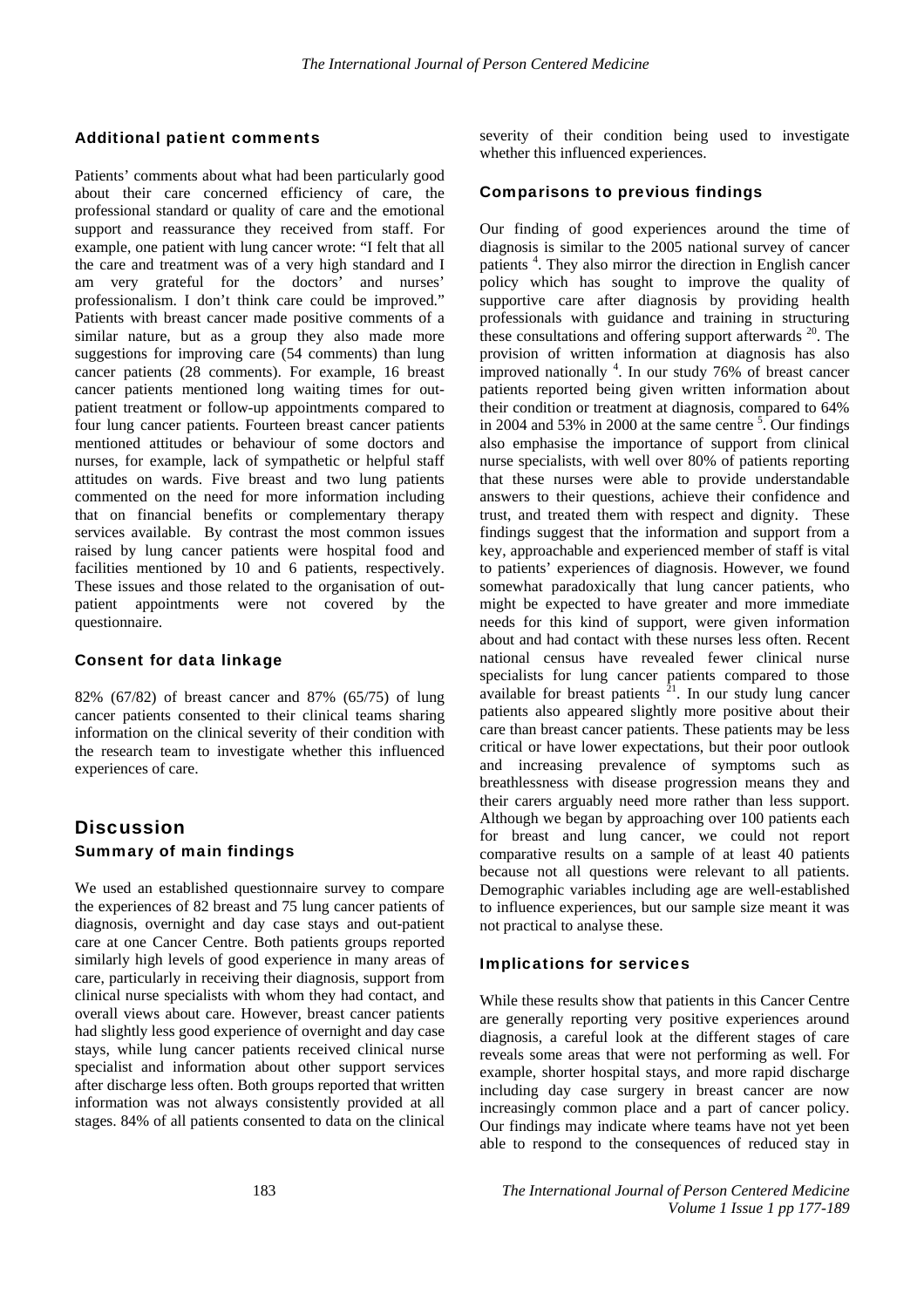### Additional patient comments

Patients' comments about what had been particularly good about their care concerned efficiency of care, the professional standard or quality of care and the emotional support and reassurance they received from staff. For example, one patient with lung cancer wrote: "I felt that all the care and treatment was of a very high standard and I am very grateful for the doctors' and nurses' professionalism. I don't think care could be improved." Patients with breast cancer made positive comments of a similar nature, but as a group they also made more suggestions for improving care (54 comments) than lung cancer patients (28 comments). For example, 16 breast cancer patients mentioned long waiting times for out-patient treatment or follow-up appointments compared to four lung cancer patients. Fourteen breast cancer patients mentioned attitudes or behaviour of some doctors and nurses, for example, lack of sympathetic or helpful staff attitudes on wards. Five breast and two lung patients commented on the need for more information including that on financial benefits or complementary therapy services available. By contrast the most common issues raised by lung cancer patients were hospital food and facilities mentioned by 10 and 6 patients, respectively. These issues and those related to the organisation of out-patient appointments were not covered by the questionnaire.

### Consent for data linkage

82% (67/82) of breast cancer and 87% (65/75) of lung cancer patients consented to their clinical teams sharing information on the clinical severity of their condition with the research team to investigate whether this influenced experiences of care.

## Discussion

### Summary of main findings

We used an established questionnaire survey to compare the experiences of 82 breast and 75 lung cancer patients of diagnosis, overnight and day case stays and out-patient care at one Cancer Centre. Both patients groups reported similarly high levels of good experience in many areas of care, particularly in receiving their diagnosis, support from clinical nurse specialists with whom they had contact, and overall views about care. However, breast cancer patients had slightly less good experience of overnight and day case stays, while lung cancer patients received clinical nurse specialist and information about other support services after discharge less often. Both groups reported that written information was not always consistently provided at all stages. 84% of all patients consented to data on the clinical severity of their condition being used to investigate whether this influenced experiences.

### Comparisons to previous findings

Our finding of good experiences around the time of diagnosis is similar to the 2005 national survey of cancer patients [4]. They also mirror the direction in English cancer policy which has sought to improve the quality of supportive care after diagnosis by providing health professionals with guidance and training in structuring these consultations and offering support afterwards [20]. The provision of written information at diagnosis has also improved nationally [4]. In our study 76% of breast cancer patients reported being given written information about their condition or treatment at diagnosis, compared to 64% in 2004 and 53% in 2000 at the same centre [5]. Our findings also emphasise the importance of support from clinical nurse specialists, with well over 80% of patients reporting that these nurses were able to provide understandable answers to their questions, achieve their confidence and trust, and treated them with respect and dignity. These findings suggest that the information and support from a key, approachable and experienced member of staff is vital to patients' experiences of diagnosis. However, we found somewhat paradoxically that lung cancer patients, who might be expected to have greater and more immediate needs for this kind of support, were given information about and had contact with these nurses less often. Recent national census have revealed fewer clinical nurse specialists for lung cancer patients compared to those available for breast patients [21]. In our study lung cancer patients also appeared slightly more positive about their care than breast cancer patients. These patients may be less critical or have lower expectations, but their poor outlook and increasing prevalence of symptoms such as breathlessness with disease progression means they and their carers arguably need more rather than less support. Although we began by approaching over 100 patients each for breast and lung cancer, we could not report comparative results on a sample of at least 40 patients because not all questions were relevant to all patients. Demographic variables including age are well-established to influence experiences, but our sample size meant it was not practical to analyse these.

### Implications for services

While these results show that patients in this Cancer Centre are generally reporting very positive experiences around diagnosis, a careful look at the different stages of care reveals some areas that were not performing as well. For example, shorter hospital stays, and more rapid discharge including day case surgery in breast cancer are now increasingly common place and a part of cancer policy. Our findings may indicate where teams have not yet been able to respond to the consequences of reduced stay in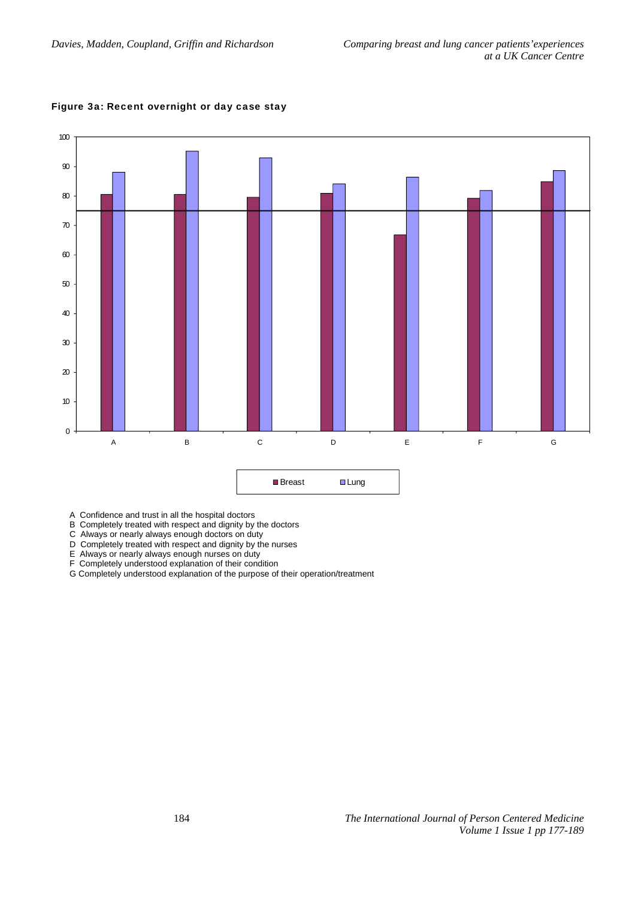**Figure 3a: Recent overnight or day case stay**

A Confidence and trust in all the hospital doctors
B Completely treated with respect and dignity by the doctors
C Always or nearly always enough doctors on duty
D Completely treated with respect and dignity by the nurses
E Always or nearly always enough nurses on duty
F Completely understood explanation of their condition
G Completely understood explanation of the purpose of their operation/treatment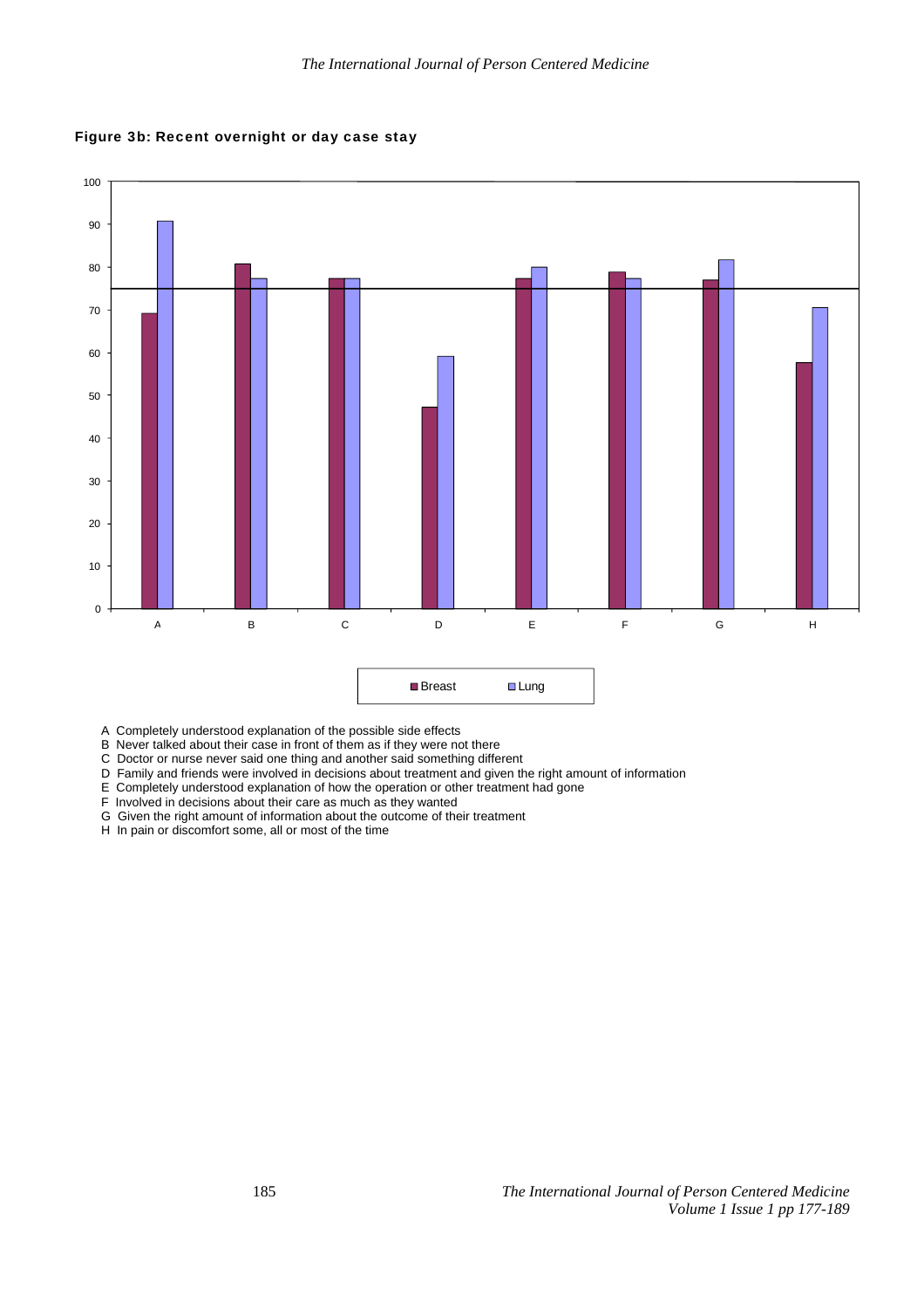**Figure 3b: Recent overnight or day case stay**

A Completely understood explanation of the possible side effects
B Never talked about their case in front of them as if they were not there
C Doctor or nurse never said one thing and another said something different
D Family and friends were involved in decisions about treatment and given the right amount of information
E Completely understood explanation of how the operation or other treatment had gone
F Involved in decisions about their care as much as they wanted
G Given the right amount of information about the outcome of their treatment
H In pain or discomfort some, all or most of the time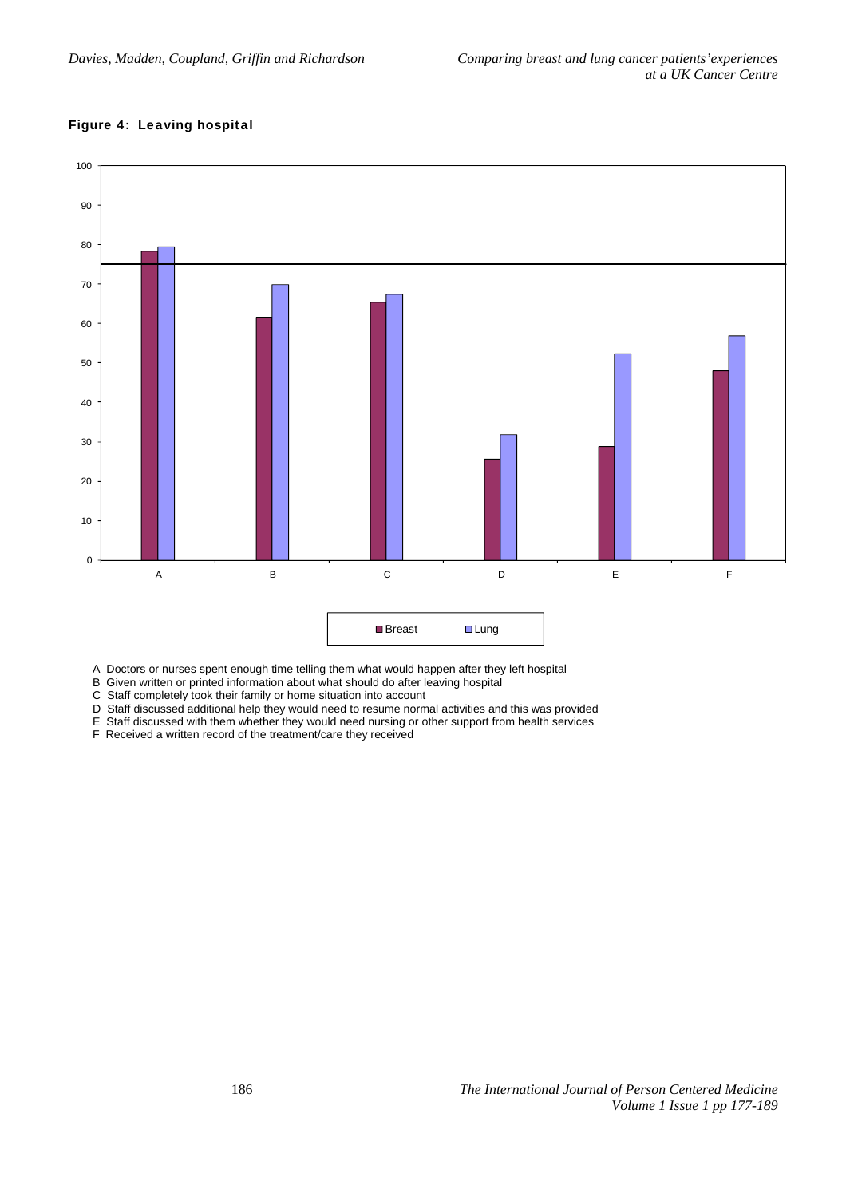**Figure 4: Leaving hospital**

A Doctors or nurses spent enough time telling them what would happen after they left hospital
B Given written or printed information about what should do after leaving hospital
C Staff completely took their family or home situation into account
D Staff discussed additional help they would need to resume normal activities and this was provided
E Staff discussed with them whether they would need nursing or other support from health services
F Received a written record of the treatment/care they received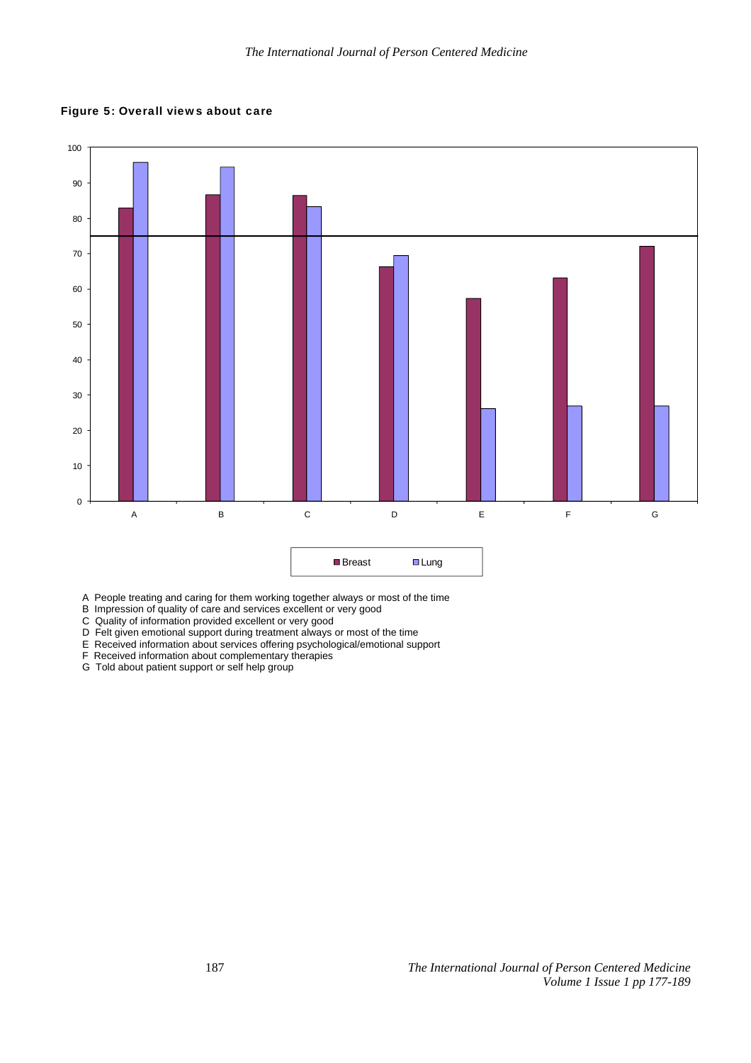**Figure 5: Overall views about care**

A People treating and caring for them working together always or most of the time
B Impression of quality of care and services excellent or very good
C Quality of information provided excellent or very good
D Felt given emotional support during treatment always or most of the time
E Received information about services offering psychological/emotional support
F Received information about complementary therapies
G Told about patient support or self help group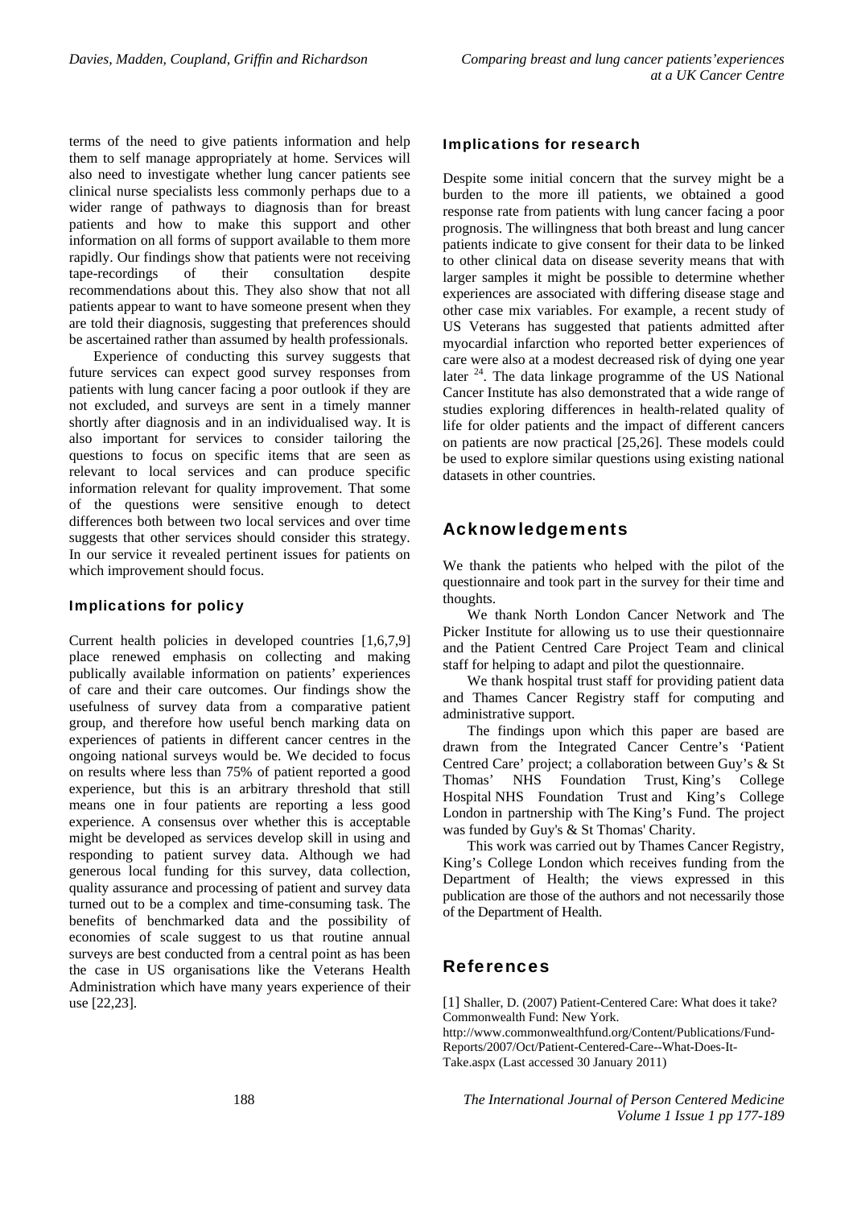terms of the need to give patients information and help them to self manage appropriately at home. Services will also need to investigate whether lung cancer patients see clinical nurse specialists less commonly perhaps due to a wider range of pathways to diagnosis than for breast patients and how to make this support and other information on all forms of support available to them more rapidly. Our findings show that patients were not receiving tape-recordings of their consultation despite recommendations about this. They also show that not all patients appear to want to have someone present when they are told their diagnosis, suggesting that preferences should be ascertained rather than assumed by health professionals.

Experience of conducting this survey suggests that future services can expect good survey responses from patients with lung cancer facing a poor outlook if they are not excluded, and surveys are sent in a timely manner shortly after diagnosis and in an individualised way. It is also important for services to consider tailoring the questions to focus on specific items that are seen as relevant to local services and can produce specific information relevant for quality improvement. That some of the questions were sensitive enough to detect differences both between two local services and over time suggests that other services should consider this strategy. In our service it revealed pertinent issues for patients on which improvement should focus.

### Implications for policy

Current health policies in developed countries [1,6,7,9] place renewed emphasis on collecting and making publically available information on patients' experiences of care and their care outcomes. Our findings show the usefulness of survey data from a comparative patient group, and therefore how useful bench marking data on experiences of patients in different cancer centres in the ongoing national surveys would be. We decided to focus on results where less than 75% of patient reported a good experience, but this is an arbitrary threshold that still means one in four patients are reporting a less good experience. A consensus over whether this is acceptable might be developed as services develop skill in using and responding to patient survey data. Although we had generous local funding for this survey, data collection, quality assurance and processing of patient and survey data turned out to be a complex and time-consuming task. The benefits of benchmarked data and the possibility of economies of scale suggest to us that routine annual surveys are best conducted from a central point as has been the case in US organisations like the Veterans Health Administration which have many years experience of their use [22,23].

### Implications for research

Despite some initial concern that the survey might be a burden to the more ill patients, we obtained a good response rate from patients with lung cancer facing a poor prognosis. The willingness that both breast and lung cancer patients indicate to give consent for their data to be linked to other clinical data on disease severity means that with larger samples it might be possible to determine whether experiences are associated with differing disease stage and other case mix variables. For example, a recent study of US Veterans has suggested that patients admitted after myocardial infarction who reported better experiences of care were also at a modest decreased risk of dying one year later [24]. The data linkage programme of the US National Cancer Institute has also demonstrated that a wide range of studies exploring differences in health-related quality of life for older patients and the impact of different cancers on patients are now practical [25,26]. These models could be used to explore similar questions using existing national datasets in other countries.

## Acknowledgements

We thank the patients who helped with the pilot of the questionnaire and took part in the survey for their time and thoughts.

We thank North London Cancer Network and The Picker Institute for allowing us to use their questionnaire and the Patient Centred Care Project Team and clinical staff for helping to adapt and pilot the questionnaire.

We thank hospital trust staff for providing patient data and Thames Cancer Registry staff for computing and administrative support.

The findings upon which this paper are based are drawn from the Integrated Cancer Centre's 'Patient Centred Care' project; a collaboration between Guy's & St Thomas' NHS Foundation Trust, King's College Hospital NHS Foundation Trust and King's College London in partnership with The King's Fund. The project was funded by Guy's & St Thomas' Charity.

This work was carried out by Thames Cancer Registry, King's College London which receives funding from the Department of Health; the views expressed in this publication are those of the authors and not necessarily those of the Department of Health.

## References

[1] Shaller, D. (2007) Patient-Centered Care: What does it take? Commonwealth Fund: New York. http://www.commonwealthfund.org/Content/Publications/Fund-Reports/2007/Oct/Patient-Centered-Care--What-Does-It-Take.aspx (Last accessed 30 January 2011)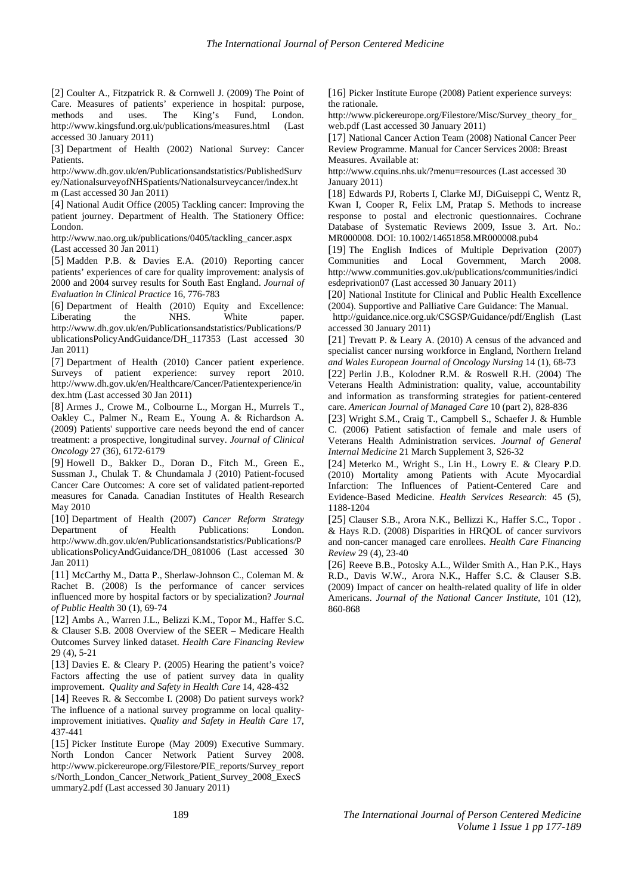[2] Coulter A., Fitzpatrick R. & Cornwell J. (2009) The Point of Care. Measures of patients' experience in hospital: purpose, methods and uses. The King's Fund, London. http://www.kingsfund.org.uk/publications/measures.html (Last accessed 30 January 2011)

[3] Department of Health (2002) National Survey: Cancer Patients. http://www.dh.gov.uk/en/Publicationsandstatistics/PublishedSurvey/NationalsurveyofNHSpatients/Nationalsurveycancer/index.htm (Last accessed 30 Jan 2011)

[4] National Audit Office (2005) Tackling cancer: Improving the patient journey. Department of Health. The Stationery Office: London. http://www.nao.org.uk/publications/0405/tackling_cancer.aspx (Last accessed 30 Jan 2011)

[5] Madden P.B. & Davies E.A. (2010) Reporting cancer patients' experiences of care for quality improvement: analysis of 2000 and 2004 survey results for South East England. *Journal of Evaluation in Clinical Practice* 16, 776-783

[6] Department of Health (2010) Equity and Excellence: Liberating the NHS. White paper. http://www.dh.gov.uk/en/Publicationsandstatistics/Publications/PublicationsPolicyAndGuidance/DH_117353 (Last accessed 30 Jan 2011)

[7] Department of Health (2010) Cancer patient experience. Surveys of patient experience: survey report 2010. http://www.dh.gov.uk/en/Healthcare/Cancer/Patientexperience/index.htm (Last accessed 30 Jan 2011)

[8] Armes J., Crowe M., Colbourne L., Morgan H., Murrels T., Oakley C., Palmer N., Ream E., Young A. & Richardson A. (2009) Patients' supportive care needs beyond the end of cancer treatment: a prospective, longitudinal survey. *Journal of Clinical Oncology* 27 (36), 6172-6179

[9] Howell D., Bakker D., Doran D., Fitch M., Green E., Sussman J., Chulak T. & Chundamala J (2010) Patient-focused Cancer Care Outcomes: A core set of validated patient-reported measures for Canada. Canadian Institutes of Health Research May 2010

[10] Department of Health (2007) *Cancer Reform Strategy* Department of Health Publications: London. http://www.dh.gov.uk/en/Publicationsandstatistics/Publications/PublicationsPolicyAndGuidance/DH_081006 (Last accessed 30 Jan 2011)

[11] McCarthy M., Datta P., Sherlaw-Johnson C., Coleman M. & Rachet B. (2008) Is the performance of cancer services influenced more by hospital factors or by specialization? *Journal of Public Health* 30 (1), 69-74

[12] Ambs A., Warren J.L., Belizzi K.M., Topor M., Haffer S.C. & Clauser S.B. 2008 Overview of the SEER – Medicare Health Outcomes Survey linked dataset. *Health Care Financing Review* 29 (4), 5-21

[13] Davies E. & Cleary P. (2005) Hearing the patient's voice? Factors affecting the use of patient survey data in quality improvement. *Quality and Safety in Health Care* 14, 428-432

[14] Reeves R. & Seccombe I. (2008) Do patient surveys work? The influence of a national survey programme on local quality-improvement initiatives. *Quality and Safety in Health Care* 17, 437-441

[15] Picker Institute Europe (May 2009) Executive Summary. North London Cancer Network Patient Survey 2008. http://www.pickereurope.org/Filestore/PIE_reports/Survey_reports/North_London_Cancer_Network_Patient_Survey_2008_ExecSummary2.pdf (Last accessed 30 January 2011)

[16] Picker Institute Europe (2008) Patient experience surveys: the rationale. http://www.pickereurope.org/Filestore/Misc/Survey_theory_for_web.pdf (Last accessed 30 January 2011)

[17] National Cancer Action Team (2008) National Cancer Peer Review Programme. Manual for Cancer Services 2008: Breast Measures. Available at: http://www.cquins.nhs.uk/?menu=resources (Last accessed 30 January 2011)

[18] Edwards PJ, Roberts I, Clarke MJ, DiGuiseppi C, Wentz R, Kwan I, Cooper R, Felix LM, Pratap S. Methods to increase response to postal and electronic questionnaires. Cochrane Database of Systematic Reviews 2009, Issue 3. Art. No.: MR000008. DOI: 10.1002/14651858.MR000008.pub4

[19] The English Indices of Multiple Deprivation (2007) Communities and Local Government, March 2008. http://www.communities.gov.uk/publications/communities/indicesdeprivation07 (Last accessed 30 January 2011)

[20] National Institute for Clinical and Public Health Excellence (2004). Supportive and Palliative Care Guidance: The Manual. http://guidance.nice.org.uk/CSGSP/Guidance/pdf/English (Last accessed 30 January 2011)

[21] Trevatt P. & Leary A. (2010) A census of the advanced and specialist cancer nursing workforce in England, Northern Ireland *and Wales European Journal of Oncology Nursing* 14 (1), 68-73

[22] Perlin J.B., Kolodner R.M. & Roswell R.H. (2004) The Veterans Health Administration: quality, value, accountability and information as transforming strategies for patient-centered care. *American Journal of Managed Care* 10 (part 2), 828-836

[23] Wright S.M., Craig T., Campbell S., Schaefer J. & Humble C. (2006) Patient satisfaction of female and male users of Veterans Health Administration services. *Journal of General Internal Medicine* 21 March Supplement 3, S26-32

[24] Meterko M., Wright S., Lin H., Lowry E. & Cleary P.D. (2010) Mortality among Patients with Acute Myocardial Infarction: The Influences of Patient-Centered Care and Evidence-Based Medicine. *Health Services Research*: 45 (5), 1188-1204

[25] Clauser S.B., Arora N.K., Bellizzi K., Haffer S.C., Topor . & Hays R.D. (2008) Disparities in HRQOL of cancer survivors and non-cancer managed care enrollees. *Health Care Financing Review* 29 (4), 23-40

[26] Reeve B.B., Potosky A.L., Wilder Smith A., Han P.K., Hays R.D., Davis W.W., Arora N.K., Haffer S.C. & Clauser S.B. (2009) Impact of cancer on health-related quality of life in older Americans. *Journal of the National Cancer Institute*, 101 (12), 860-868